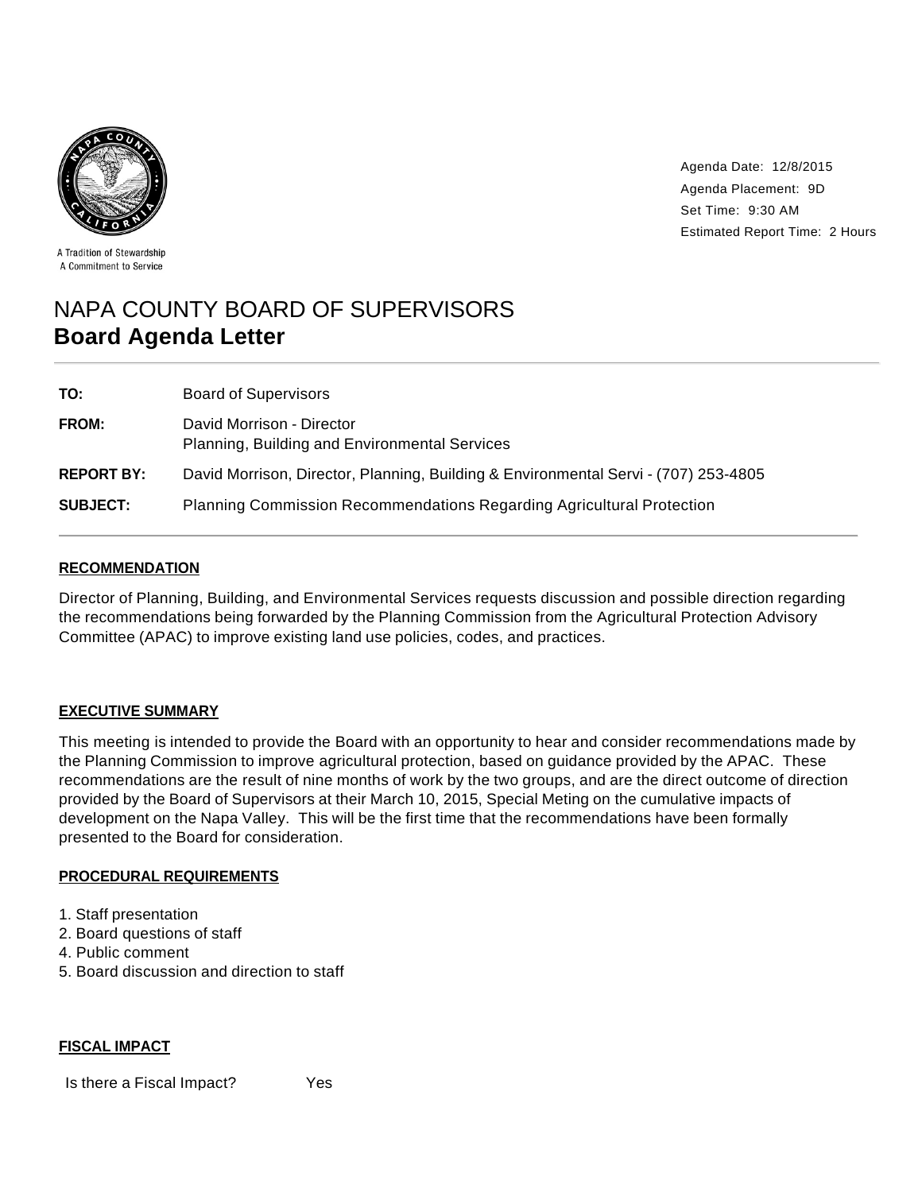A Tradition of Stewardship
A Commitment to Service

Agenda Date: 12/8/2015
Agenda Placement: 9D
Set Time: 9:30 AM
Estimated Report Time: 2 Hours

# NAPA COUNTY BOARD OF SUPERVISORS
## Board Agenda Letter

| | |
|---|---|
| **TO:** | Board of Supervisors |
| **FROM:** | David Morrison - Director<br>Planning, Building and Environmental Services |
| **REPORT BY:** | David Morrison, Director, Planning, Building & Environmental Servi - (707) 253-4805 |
| **SUBJECT:** | Planning Commission Recommendations Regarding Agricultural Protection |

### RECOMMENDATION

Director of Planning, Building, and Environmental Services requests discussion and possible direction regarding the recommendations being forwarded by the Planning Commission from the Agricultural Protection Advisory Committee (APAC) to improve existing land use policies, codes, and practices.

### EXECUTIVE SUMMARY

This meeting is intended to provide the Board with an opportunity to hear and consider recommendations made by the Planning Commission to improve agricultural protection, based on guidance provided by the APAC. These recommendations are the result of nine months of work by the two groups, and are the direct outcome of direction provided by the Board of Supervisors at their March 10, 2015, Special Meting on the cumulative impacts of development on the Napa Valley. This will be the first time that the recommendations have been formally presented to the Board for consideration.

### PROCEDURAL REQUIREMENTS

1. Staff presentation
2. Board questions of staff
4. Public comment
5. Board discussion and direction to staff

### FISCAL IMPACT

Is there a Fiscal Impact? Yes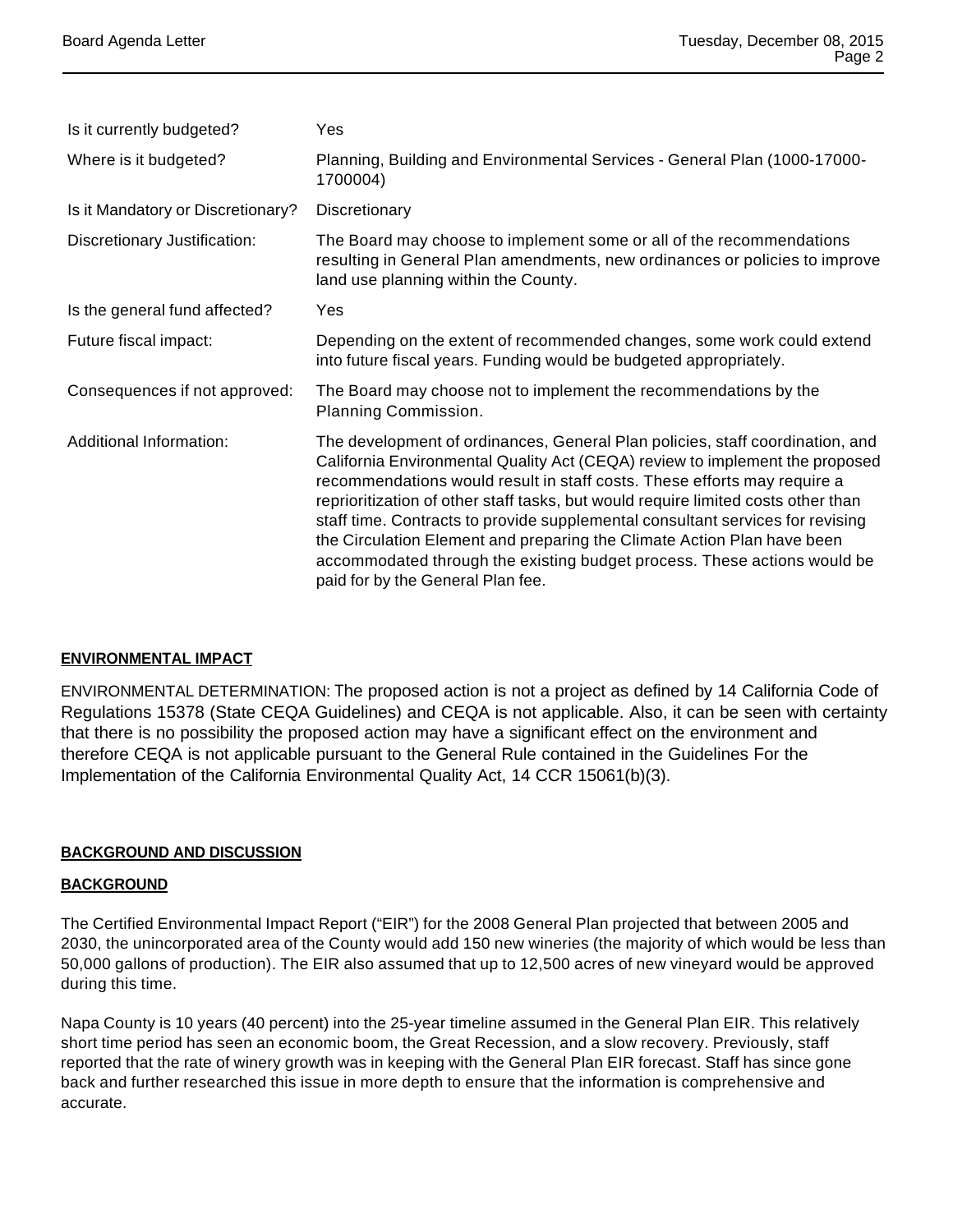| | |
|---|---|
| Is it currently budgeted? | Yes |
| Where is it budgeted? | Planning, Building and Environmental Services - General Plan (1000-17000-1700004) |
| Is it Mandatory or Discretionary? | Discretionary |
| Discretionary Justification: | The Board may choose to implement some or all of the recommendations resulting in General Plan amendments, new ordinances or policies to improve land use planning within the County. |
| Is the general fund affected? | Yes |
| Future fiscal impact: | Depending on the extent of recommended changes, some work could extend into future fiscal years. Funding would be budgeted appropriately. |
| Consequences if not approved: | The Board may choose not to implement the recommendations by the Planning Commission. |
| Additional Information: | The development of ordinances, General Plan policies, staff coordination, and California Environmental Quality Act (CEQA) review to implement the proposed recommendations would result in staff costs. These efforts may require a reprioritization of other staff tasks, but would require limited costs other than staff time. Contracts to provide supplemental consultant services for revising the Circulation Element and preparing the Climate Action Plan have been accommodated through the existing budget process. These actions would be paid for by the General Plan fee. |

## ENVIRONMENTAL IMPACT

ENVIRONMENTAL DETERMINATION: The proposed action is not a project as defined by 14 California Code of Regulations 15378 (State CEQA Guidelines) and CEQA is not applicable. Also, it can be seen with certainty that there is no possibility the proposed action may have a significant effect on the environment and therefore CEQA is not applicable pursuant to the General Rule contained in the Guidelines For the Implementation of the California Environmental Quality Act, 14 CCR 15061(b)(3).

## BACKGROUND AND DISCUSSION

### BACKGROUND

The Certified Environmental Impact Report ("EIR") for the 2008 General Plan projected that between 2005 and 2030, the unincorporated area of the County would add 150 new wineries (the majority of which would be less than 50,000 gallons of production). The EIR also assumed that up to 12,500 acres of new vineyard would be approved during this time.

Napa County is 10 years (40 percent) into the 25-year timeline assumed in the General Plan EIR. This relatively short time period has seen an economic boom, the Great Recession, and a slow recovery. Previously, staff reported that the rate of winery growth was in keeping with the General Plan EIR forecast. Staff has since gone back and further researched this issue in more depth to ensure that the information is comprehensive and accurate.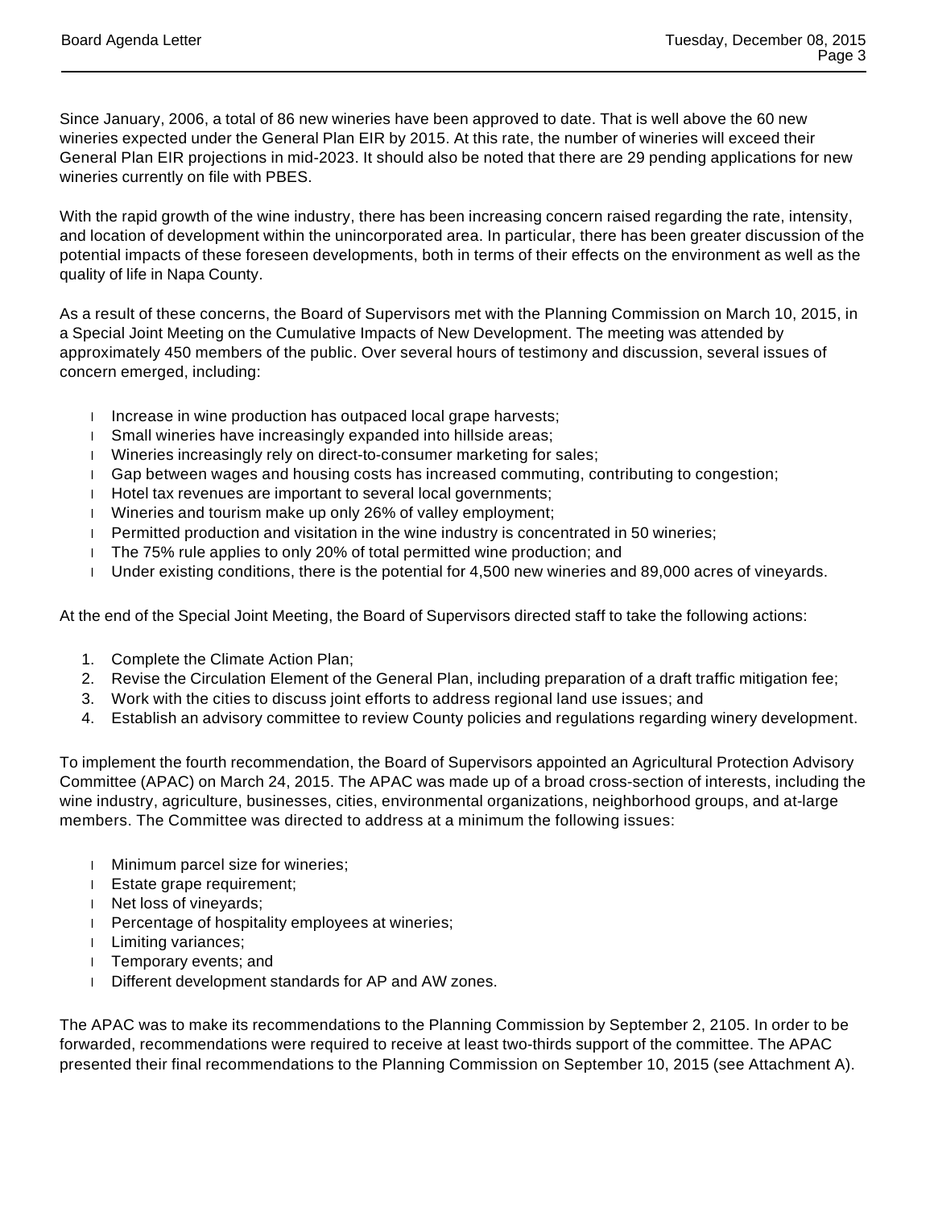Since January, 2006, a total of 86 new wineries have been approved to date. That is well above the 60 new wineries expected under the General Plan EIR by 2015. At this rate, the number of wineries will exceed their General Plan EIR projections in mid-2023. It should also be noted that there are 29 pending applications for new wineries currently on file with PBES.

With the rapid growth of the wine industry, there has been increasing concern raised regarding the rate, intensity, and location of development within the unincorporated area. In particular, there has been greater discussion of the potential impacts of these foreseen developments, both in terms of their effects on the environment as well as the quality of life in Napa County.

As a result of these concerns, the Board of Supervisors met with the Planning Commission on March 10, 2015, in a Special Joint Meeting on the Cumulative Impacts of New Development. The meeting was attended by approximately 450 members of the public. Over several hours of testimony and discussion, several issues of concern emerged, including:

- Increase in wine production has outpaced local grape harvests;
- Small wineries have increasingly expanded into hillside areas;
- Wineries increasingly rely on direct-to-consumer marketing for sales;
- Gap between wages and housing costs has increased commuting, contributing to congestion;
- Hotel tax revenues are important to several local governments;
- Wineries and tourism make up only 26% of valley employment;
- Permitted production and visitation in the wine industry is concentrated in 50 wineries;
- The 75% rule applies to only 20% of total permitted wine production; and
- Under existing conditions, there is the potential for 4,500 new wineries and 89,000 acres of vineyards.

At the end of the Special Joint Meeting, the Board of Supervisors directed staff to take the following actions:

1. Complete the Climate Action Plan;
2. Revise the Circulation Element of the General Plan, including preparation of a draft traffic mitigation fee;
3. Work with the cities to discuss joint efforts to address regional land use issues; and
4. Establish an advisory committee to review County policies and regulations regarding winery development.

To implement the fourth recommendation, the Board of Supervisors appointed an Agricultural Protection Advisory Committee (APAC) on March 24, 2015. The APAC was made up of a broad cross-section of interests, including the wine industry, agriculture, businesses, cities, environmental organizations, neighborhood groups, and at-large members. The Committee was directed to address at a minimum the following issues:

- Minimum parcel size for wineries;
- Estate grape requirement;
- Net loss of vineyards;
- Percentage of hospitality employees at wineries;
- Limiting variances;
- Temporary events; and
- Different development standards for AP and AW zones.

The APAC was to make its recommendations to the Planning Commission by September 2, 2105. In order to be forwarded, recommendations were required to receive at least two-thirds support of the committee. The APAC presented their final recommendations to the Planning Commission on September 10, 2015 (see Attachment A).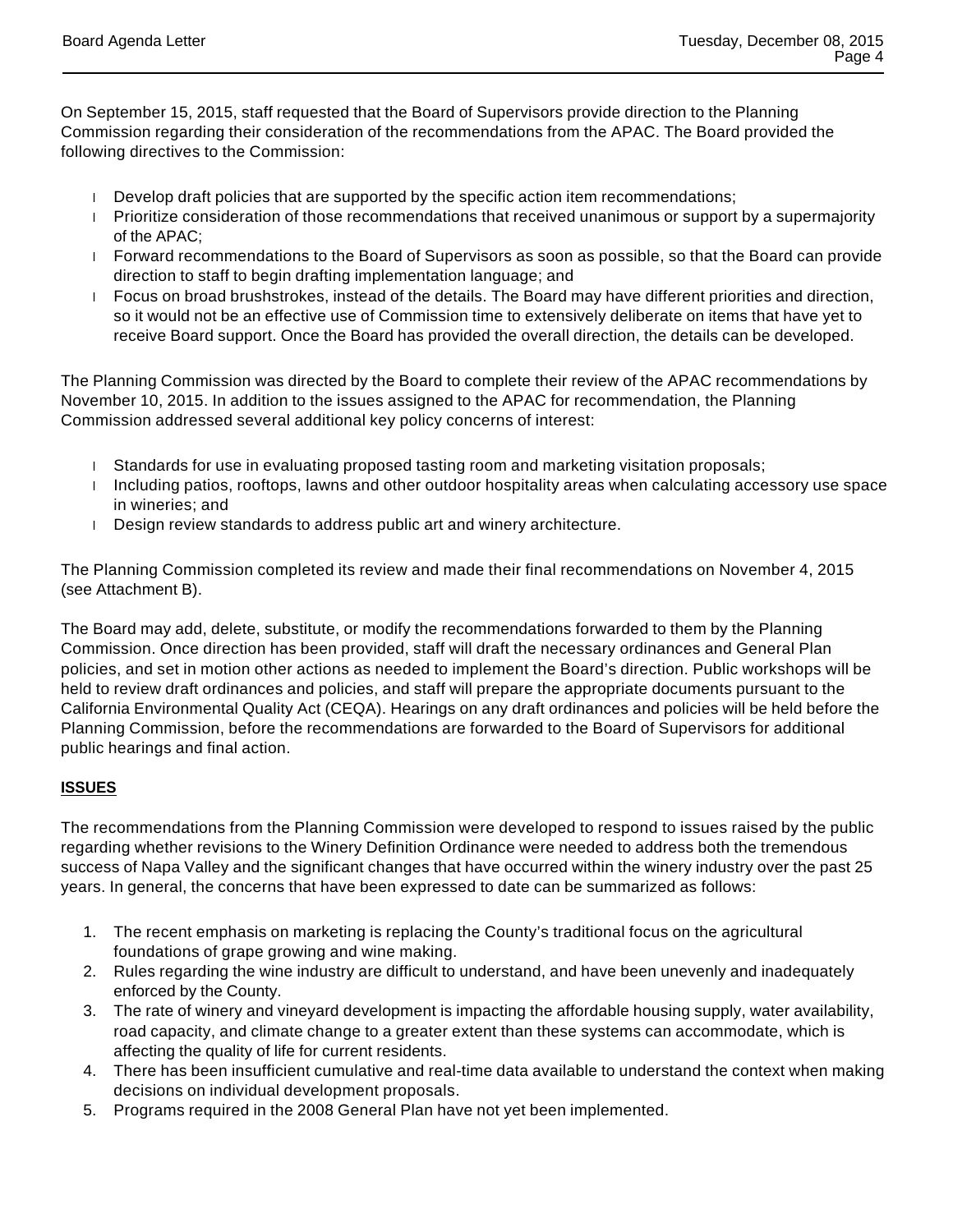On September 15, 2015, staff requested that the Board of Supervisors provide direction to the Planning Commission regarding their consideration of the recommendations from the APAC. The Board provided the following directives to the Commission:

- Develop draft policies that are supported by the specific action item recommendations;
- Prioritize consideration of those recommendations that received unanimous or support by a supermajority of the APAC;
- Forward recommendations to the Board of Supervisors as soon as possible, so that the Board can provide direction to staff to begin drafting implementation language; and
- Focus on broad brushstrokes, instead of the details. The Board may have different priorities and direction, so it would not be an effective use of Commission time to extensively deliberate on items that have yet to receive Board support. Once the Board has provided the overall direction, the details can be developed.

The Planning Commission was directed by the Board to complete their review of the APAC recommendations by November 10, 2015. In addition to the issues assigned to the APAC for recommendation, the Planning Commission addressed several additional key policy concerns of interest:

- Standards for use in evaluating proposed tasting room and marketing visitation proposals;
- Including patios, rooftops, lawns and other outdoor hospitality areas when calculating accessory use space in wineries; and
- Design review standards to address public art and winery architecture.

The Planning Commission completed its review and made their final recommendations on November 4, 2015 (see Attachment B).

The Board may add, delete, substitute, or modify the recommendations forwarded to them by the Planning Commission. Once direction has been provided, staff will draft the necessary ordinances and General Plan policies, and set in motion other actions as needed to implement the Board's direction. Public workshops will be held to review draft ordinances and policies, and staff will prepare the appropriate documents pursuant to the California Environmental Quality Act (CEQA). Hearings on any draft ordinances and policies will be held before the Planning Commission, before the recommendations are forwarded to the Board of Supervisors for additional public hearings and final action.

**ISSUES**

The recommendations from the Planning Commission were developed to respond to issues raised by the public regarding whether revisions to the Winery Definition Ordinance were needed to address both the tremendous success of Napa Valley and the significant changes that have occurred within the winery industry over the past 25 years. In general, the concerns that have been expressed to date can be summarized as follows:

1. The recent emphasis on marketing is replacing the County's traditional focus on the agricultural foundations of grape growing and wine making.
2. Rules regarding the wine industry are difficult to understand, and have been unevenly and inadequately enforced by the County.
3. The rate of winery and vineyard development is impacting the affordable housing supply, water availability, road capacity, and climate change to a greater extent than these systems can accommodate, which is affecting the quality of life for current residents.
4. There has been insufficient cumulative and real-time data available to understand the context when making decisions on individual development proposals.
5. Programs required in the 2008 General Plan have not yet been implemented.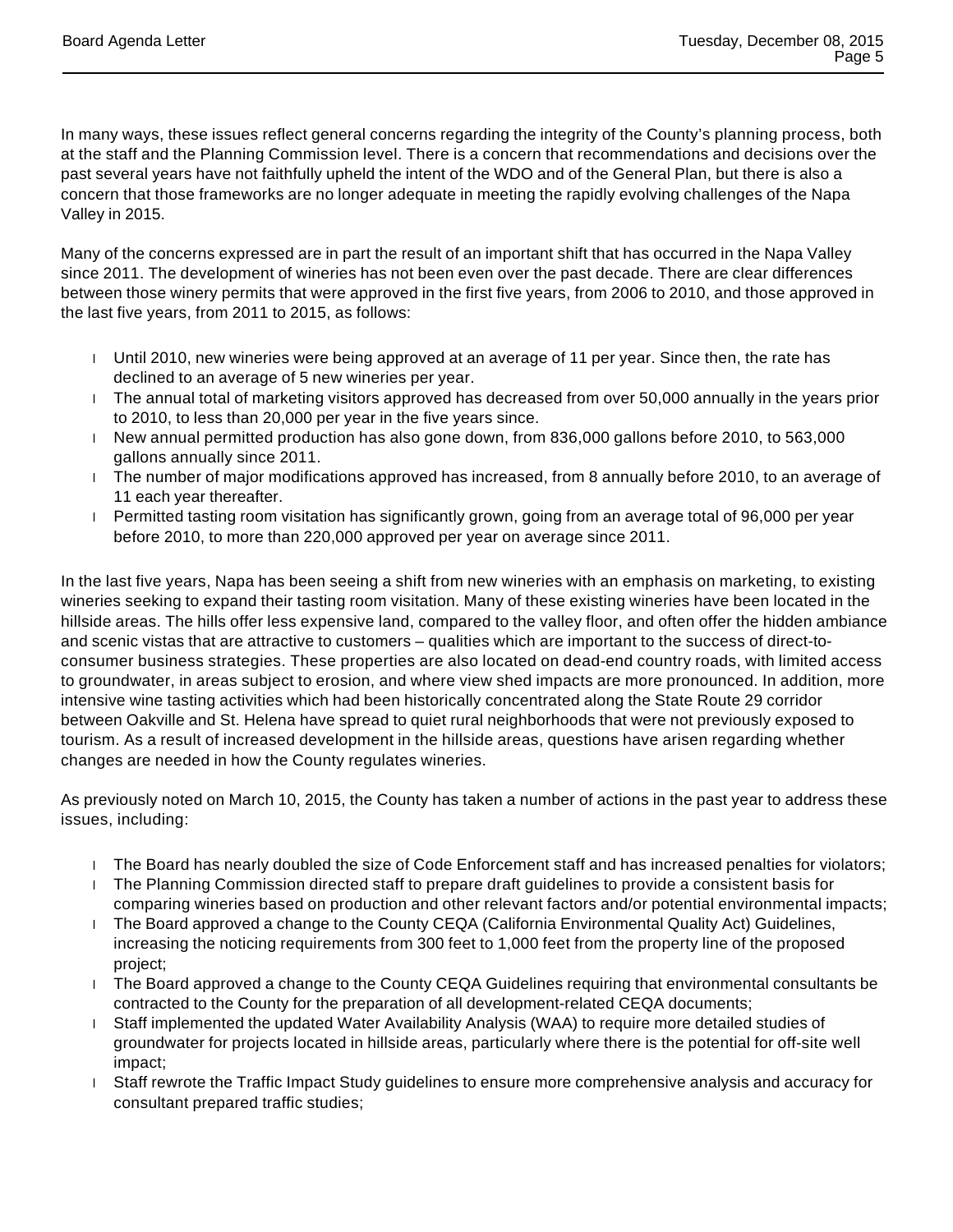In many ways, these issues reflect general concerns regarding the integrity of the County's planning process, both at the staff and the Planning Commission level. There is a concern that recommendations and decisions over the past several years have not faithfully upheld the intent of the WDO and of the General Plan, but there is also a concern that those frameworks are no longer adequate in meeting the rapidly evolving challenges of the Napa Valley in 2015.

Many of the concerns expressed are in part the result of an important shift that has occurred in the Napa Valley since 2011. The development of wineries has not been even over the past decade. There are clear differences between those winery permits that were approved in the first five years, from 2006 to 2010, and those approved in the last five years, from 2011 to 2015, as follows:

- Until 2010, new wineries were being approved at an average of 11 per year. Since then, the rate has declined to an average of 5 new wineries per year.
- The annual total of marketing visitors approved has decreased from over 50,000 annually in the years prior to 2010, to less than 20,000 per year in the five years since.
- New annual permitted production has also gone down, from 836,000 gallons before 2010, to 563,000 gallons annually since 2011.
- The number of major modifications approved has increased, from 8 annually before 2010, to an average of 11 each year thereafter.
- Permitted tasting room visitation has significantly grown, going from an average total of 96,000 per year before 2010, to more than 220,000 approved per year on average since 2011.

In the last five years, Napa has been seeing a shift from new wineries with an emphasis on marketing, to existing wineries seeking to expand their tasting room visitation. Many of these existing wineries have been located in the hillside areas. The hills offer less expensive land, compared to the valley floor, and often offer the hidden ambiance and scenic vistas that are attractive to customers – qualities which are important to the success of direct-to-consumer business strategies. These properties are also located on dead-end country roads, with limited access to groundwater, in areas subject to erosion, and where view shed impacts are more pronounced. In addition, more intensive wine tasting activities which had been historically concentrated along the State Route 29 corridor between Oakville and St. Helena have spread to quiet rural neighborhoods that were not previously exposed to tourism. As a result of increased development in the hillside areas, questions have arisen regarding whether changes are needed in how the County regulates wineries.

As previously noted on March 10, 2015, the County has taken a number of actions in the past year to address these issues, including:

- The Board has nearly doubled the size of Code Enforcement staff and has increased penalties for violators;
- The Planning Commission directed staff to prepare draft guidelines to provide a consistent basis for comparing wineries based on production and other relevant factors and/or potential environmental impacts;
- The Board approved a change to the County CEQA (California Environmental Quality Act) Guidelines, increasing the noticing requirements from 300 feet to 1,000 feet from the property line of the proposed project;
- The Board approved a change to the County CEQA Guidelines requiring that environmental consultants be contracted to the County for the preparation of all development-related CEQA documents;
- Staff implemented the updated Water Availability Analysis (WAA) to require more detailed studies of groundwater for projects located in hillside areas, particularly where there is the potential for off-site well impact;
- Staff rewrote the Traffic Impact Study guidelines to ensure more comprehensive analysis and accuracy for consultant prepared traffic studies;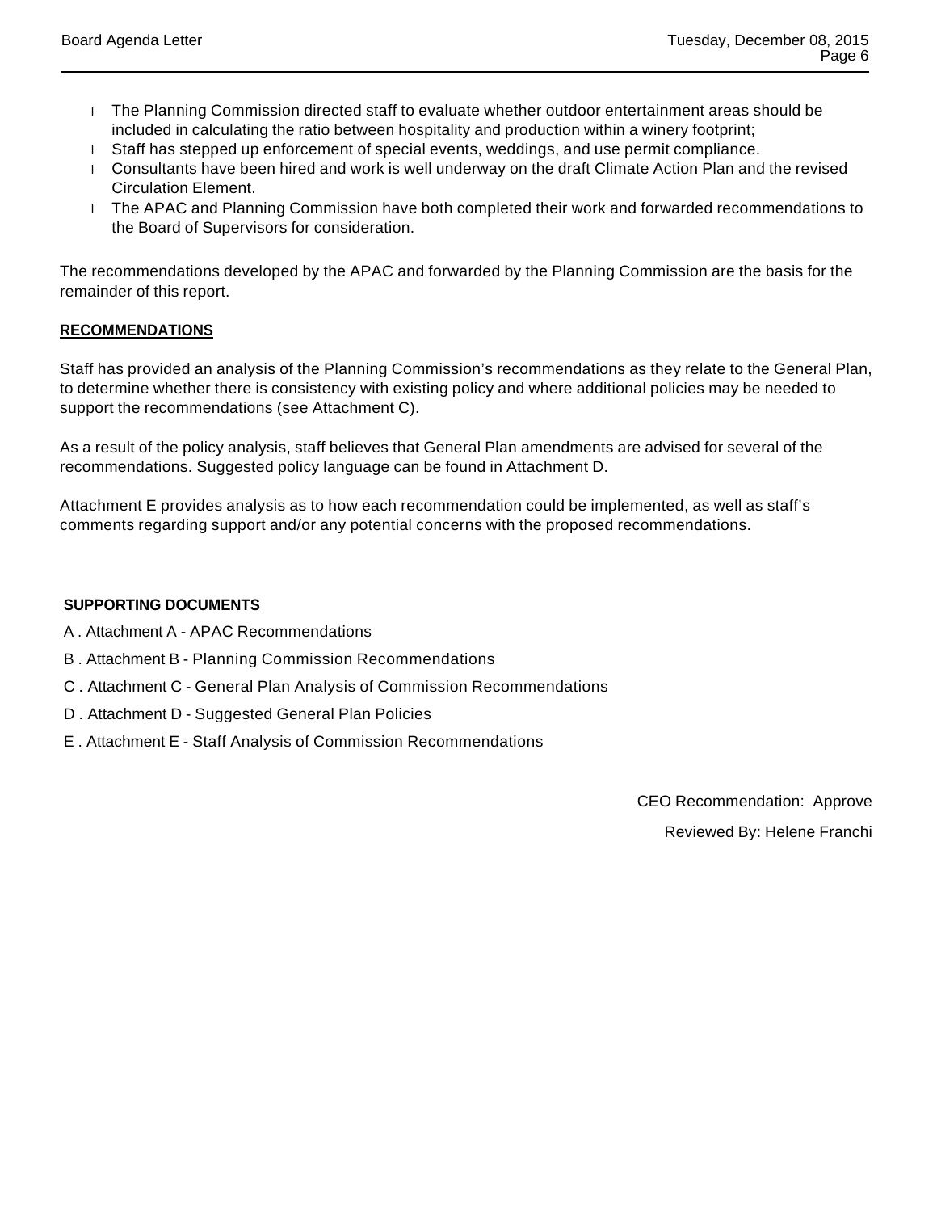- The Planning Commission directed staff to evaluate whether outdoor entertainment areas should be included in calculating the ratio between hospitality and production within a winery footprint;
- Staff has stepped up enforcement of special events, weddings, and use permit compliance.
- Consultants have been hired and work is well underway on the draft Climate Action Plan and the revised Circulation Element.
- The APAC and Planning Commission have both completed their work and forwarded recommendations to the Board of Supervisors for consideration.

The recommendations developed by the APAC and forwarded by the Planning Commission are the basis for the remainder of this report.

**RECOMMENDATIONS**

Staff has provided an analysis of the Planning Commission's recommendations as they relate to the General Plan, to determine whether there is consistency with existing policy and where additional policies may be needed to support the recommendations (see Attachment C).

As a result of the policy analysis, staff believes that General Plan amendments are advised for several of the recommendations. Suggested policy language can be found in Attachment D.

Attachment E provides analysis as to how each recommendation could be implemented, as well as staff's comments regarding support and/or any potential concerns with the proposed recommendations.

**SUPPORTING DOCUMENTS**

A . Attachment A - APAC Recommendations

B . Attachment B - Planning Commission Recommendations

C . Attachment C - General Plan Analysis of Commission Recommendations

D . Attachment D - Suggested General Plan Policies

E . Attachment E - Staff Analysis of Commission Recommendations

CEO Recommendation: Approve

Reviewed By: Helene Franchi